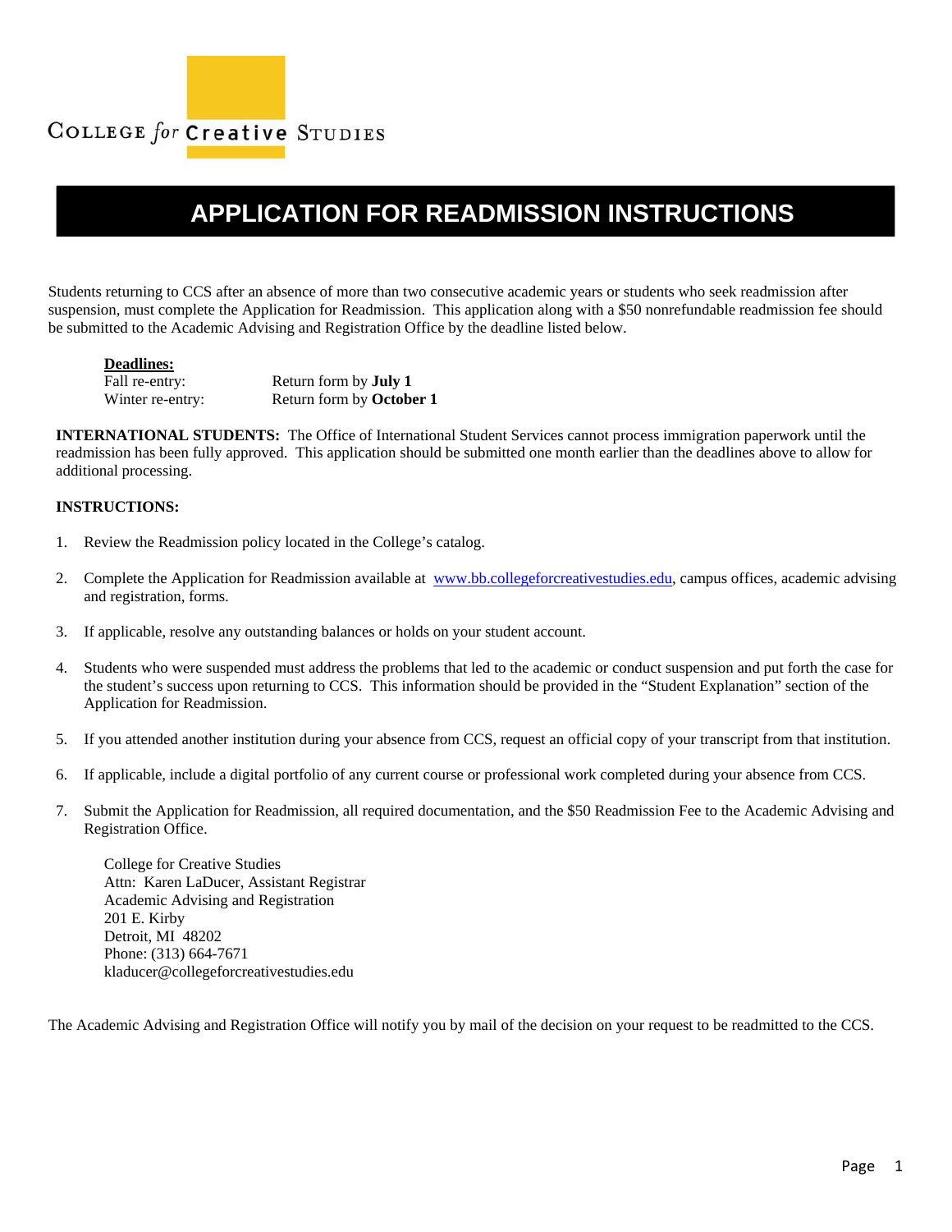COLLEGE *for* **Creative** STUDIES

# APPLICATION FOR READMISSION INSTRUCTIONS

Students returning to CCS after an absence of more than two consecutive academic years or students who seek readmission after suspension, must complete the Application for Readmission. This application along with a $50 nonrefundable readmission fee should be submitted to the Academic Advising and Registration Office by the deadline listed below.

**Deadlines:**

| | |
|---|---|
| Fall re-entry: | Return form by **July 1** |
| Winter re-entry: | Return form by **October 1** |

**INTERNATIONAL STUDENTS:** The Office of International Student Services cannot process immigration paperwork until the readmission has been fully approved. This application should be submitted one month earlier than the deadlines above to allow for additional processing.

**INSTRUCTIONS:**

1. Review the Readmission policy located in the College's catalog.

2. Complete the Application for Readmission available at [www.bb.collegeforcreativestudies.edu](www.bb.collegeforcreativestudies.edu), campus offices, academic advising and registration, forms.

3. If applicable, resolve any outstanding balances or holds on your student account.

4. Students who were suspended must address the problems that led to the academic or conduct suspension and put forth the case for the student's success upon returning to CCS. This information should be provided in the "Student Explanation" section of the Application for Readmission.

5. If you attended another institution during your absence from CCS, request an official copy of your transcript from that institution.

6. If applicable, include a digital portfolio of any current course or professional work completed during your absence from CCS.

7. Submit the Application for Readmission, all required documentation, and the $50 Readmission Fee to the Academic Advising and Registration Office.

   College for Creative Studies
   Attn: Karen LaDucer, Assistant Registrar
   Academic Advising and Registration
   201 E. Kirby
   Detroit, MI 48202
   Phone: (313) 664-7671
   kladucer@collegeforcreativestudies.edu

The Academic Advising and Registration Office will notify you by mail of the decision on your request to be readmitted to the CCS.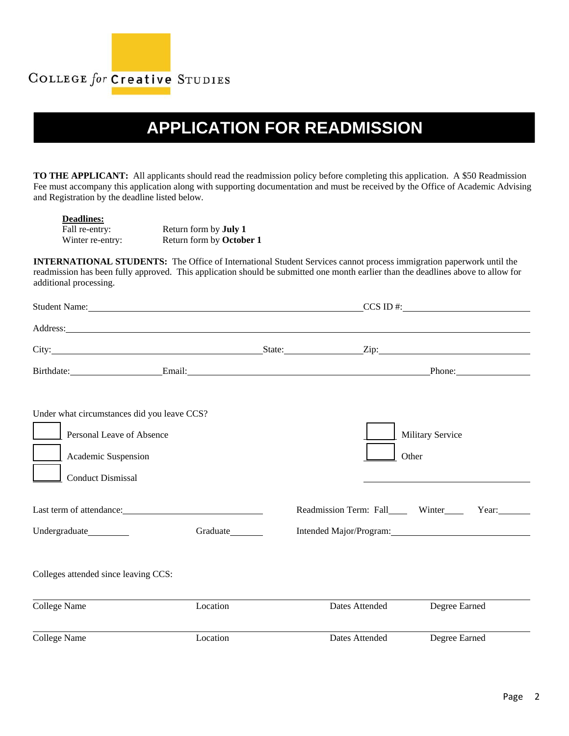COLLEGE *for* **Creative** STUDIES

# APPLICATION FOR READMISSION

**TO THE APPLICANT:** All applicants should read the readmission policy before completing this application. A $50 Readmission Fee must accompany this application along with supporting documentation and must be received by the Office of Academic Advising and Registration by the deadline listed below.

**Deadlines:**

Fall re-entry: Return form by **July 1**
Winter re-entry: Return form by **October 1**

**INTERNATIONAL STUDENTS:** The Office of International Student Services cannot process immigration paperwork until the readmission has been fully approved. This application should be submitted one month earlier than the deadlines above to allow for additional processing.

Student Name: ______________________________ CCS ID #: ______________

Address: ____________________________________________________________

City: ______________________ State: ________ Zip: ________________

Birthdate: __________ Email: ____________________________ Phone: ________

Under what circumstances did you leave CCS?

- ☐ Personal Leave of Absence
- ☐ Academic Suspension
- ☐ Conduct Dismissal
- ☐ Military Service
- ☐ Other ______________________

Last term of attendance: ________________ Readmission Term: Fall____ Winter____ Year:______

Undergraduate________ Graduate_______ Intended Major/Program: ____________________

Colleges attended since leaving CCS:

| College Name | Location | Dates Attended | Degree Earned |
|---|---|---|---|
| | | | |

| College Name | Location | Dates Attended | Degree Earned |
|---|---|---|---|
| | | | |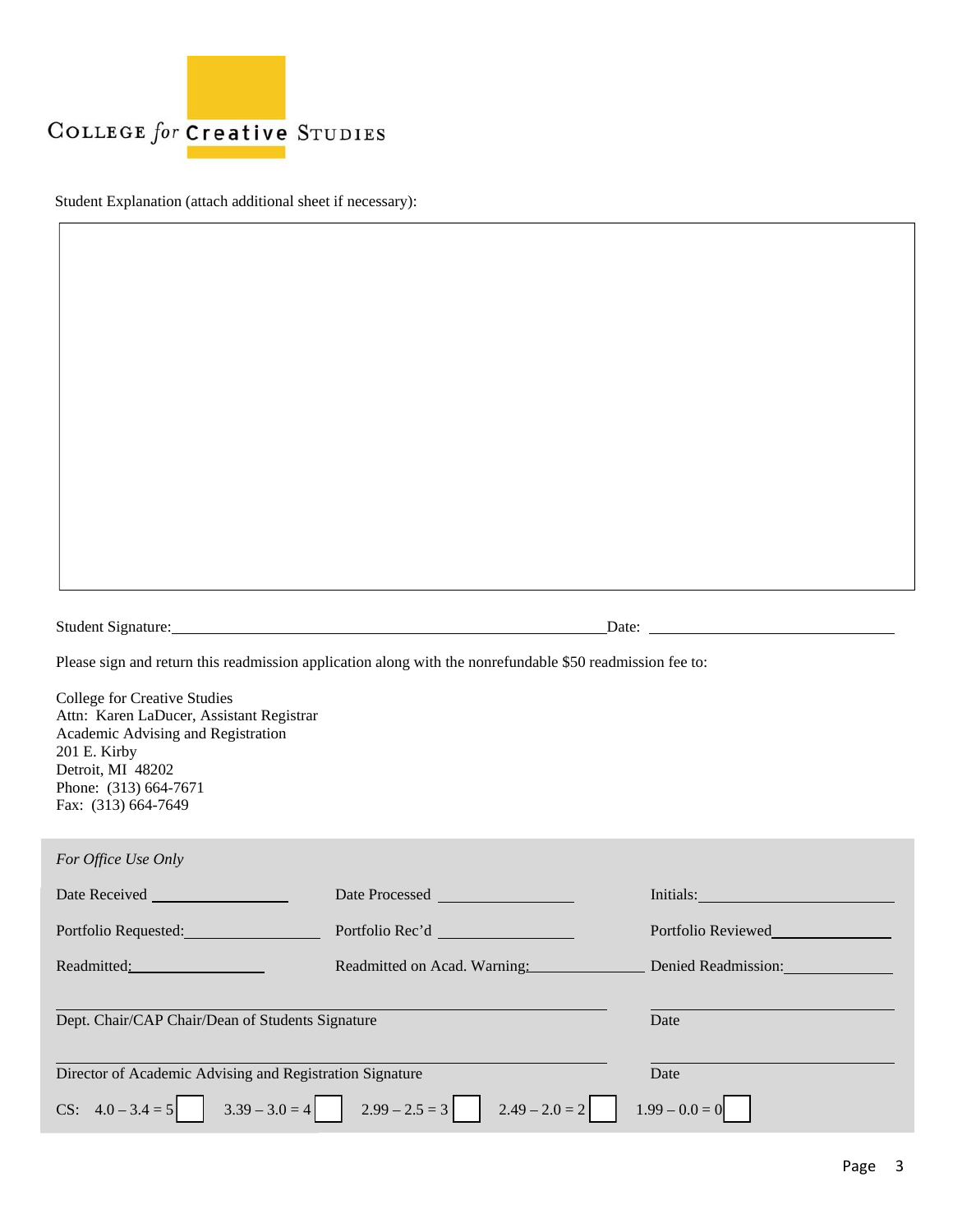COLLEGE *for* **Creative** STUDIES

Student Explanation (attach additional sheet if necessary):

Student Signature:\_\_\_\_\_\_\_\_\_\_\_\_\_\_\_\_\_\_\_\_\_\_\_\_\_\_\_\_\_\_ Date: \_\_\_\_\_\_\_\_\_\_\_\_\_\_\_\_

Please sign and return this readmission application along with the nonrefundable $50 readmission fee to:

College for Creative Studies
Attn: Karen LaDucer, Assistant Registrar
Academic Advising and Registration
201 E. Kirby
Detroit, MI 48202
Phone: (313) 664-7671
Fax: (313) 664-7649

*For Office Use Only*

| | | |
|---|---|---|
| Date Received \_\_\_\_\_\_\_\_ | Date Processed \_\_\_\_\_\_\_\_ | Initials: \_\_\_\_\_\_\_\_ |
| Portfolio Requested: \_\_\_\_\_\_\_\_ | Portfolio Rec'd \_\_\_\_\_\_\_\_ | Portfolio Reviewed \_\_\_\_\_\_\_\_ |
| Readmitted: \_\_\_\_\_\_\_\_ | Readmitted on Acad. Warning: \_\_\_\_\_\_\_\_ | Denied Readmission: \_\_\_\_\_\_\_\_ |

Dept. Chair/CAP Chair/Dean of Students Signature \_\_\_\_\_\_\_\_\_\_\_\_\_\_\_\_ Date \_\_\_\_\_\_\_\_

Director of Academic Advising and Registration Signature \_\_\_\_\_\_\_\_\_\_\_\_\_\_\_\_ Date \_\_\_\_\_\_\_\_

CS: 4.0 – 3.4 = 5 ☐ 3.39 – 3.0 = 4 ☐ 2.99 – 2.5 = 3 ☐ 2.49 – 2.0 = 2 ☐ 1.99 – 0.0 = 0 ☐